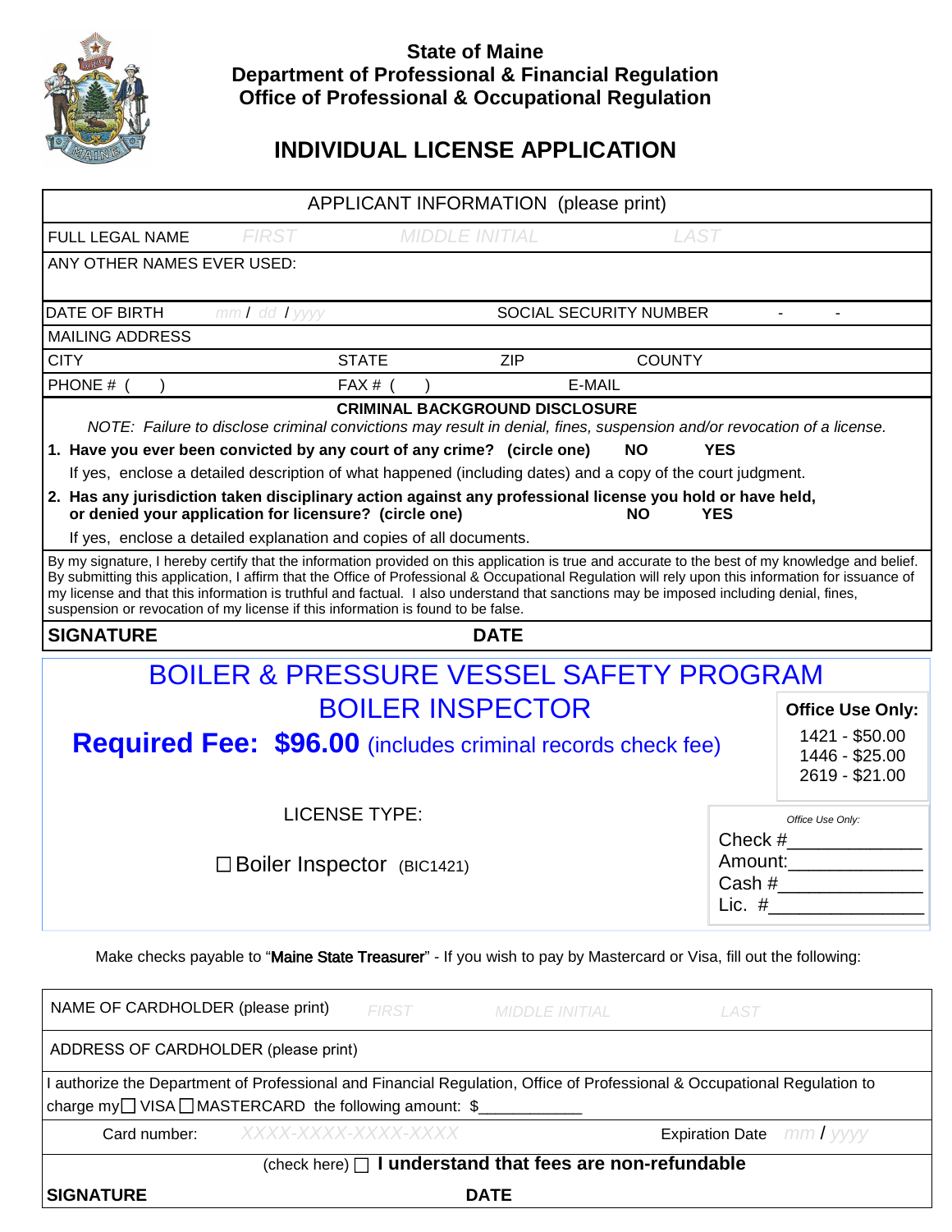**State of Maine**
**Department of Professional & Financial Regulation**
**Office of Professional & Occupational Regulation**

# INDIVIDUAL LICENSE APPLICATION

| APPLICANT INFORMATION (please print) | | | |
|---|---|---|---|
| FULL LEGAL NAME | FIRST | MIDDLE INITIAL | LAST |
| ANY OTHER NAMES EVER USED: | | | |
| DATE OF BIRTH | mm / dd / yyyy | SOCIAL SECURITY NUMBER | - - |
| MAILING ADDRESS | | | |
| CITY | STATE | ZIP | COUNTY |
| PHONE # ( ) | FAX # ( ) | E-MAIL | |

**CRIMINAL BACKGROUND DISCLOSURE**

*NOTE: Failure to disclose criminal convictions may result in denial, fines, suspension and/or revocation of a license.*

1. **Have you ever been convicted by any court of any crime? (circle one) NO YES**

   If yes, enclose a detailed description of what happened (including dates) and a copy of the court judgment.

2. **Has any jurisdiction taken disciplinary action against any professional license you hold or have held, or denied your application for licensure? (circle one) NO YES**

   If yes, enclose a detailed explanation and copies of all documents.

By my signature, I hereby certify that the information provided on this application is true and accurate to the best of my knowledge and belief. By submitting this application, I affirm that the Office of Professional & Occupational Regulation will rely upon this information for issuance of my license and that this information is truthful and factual. I also understand that sanctions may be imposed including denial, fines, suspension or revocation of my license if this information is found to be false.

**SIGNATURE** **DATE**

## BOILER & PRESSURE VESSEL SAFETY PROGRAM

## BOILER INSPECTOR

**Required Fee: $96.00** (includes criminal records check fee)

**Office Use Only:**
1421 - $50.00
1446 - $25.00
2619 - $21.00

LICENSE TYPE:

☐ Boiler Inspector (BIC1421)

*Office Use Only:*
Check #\_\_\_\_\_\_\_\_\_\_\_\_
Amount:\_\_\_\_\_\_\_\_\_\_\_\_
Cash #\_\_\_\_\_\_\_\_\_\_\_\_
Lic. #\_\_\_\_\_\_\_\_\_\_\_\_

Make checks payable to "Maine State Treasurer" - If you wish to pay by Mastercard or Visa, fill out the following:

| NAME OF CARDHOLDER (please print) | FIRST | MIDDLE INITIAL | LAST |
|---|---|---|---|
| ADDRESS OF CARDHOLDER (please print) | | | |

I authorize the Department of Professional and Financial Regulation, Office of Professional & Occupational Regulation to charge my ☐ VISA ☐ MASTERCARD the following amount: $\_\_\_\_\_\_\_\_\_\_\_\_

Card number: XXXX-XXXX-XXXX-XXXX    Expiration Date mm / yyyy

(check here) ☐ **I understand that fees are non-refundable**

**SIGNATURE** **DATE**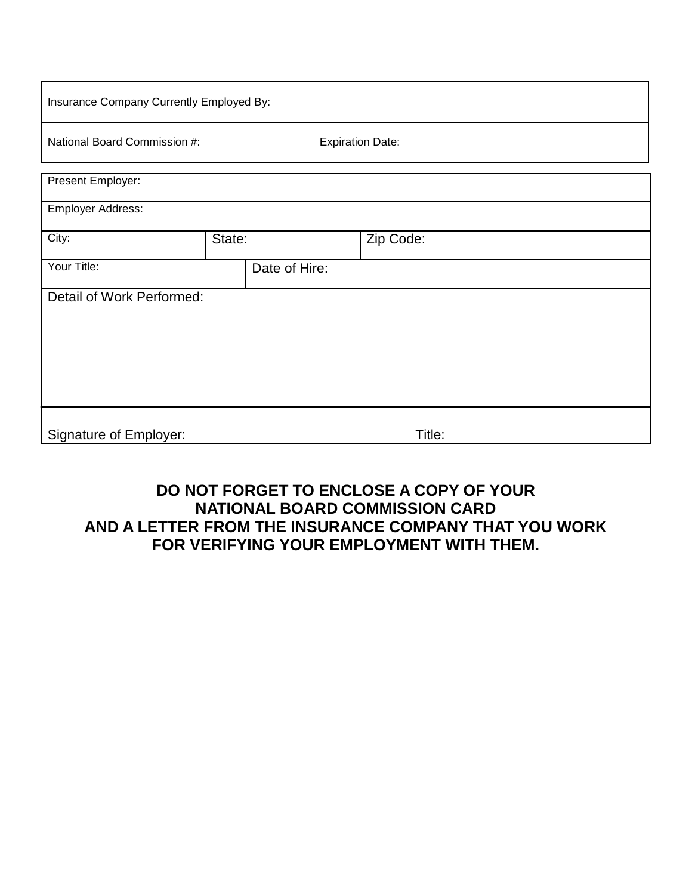| Insurance Company Currently Employed By: | |
|---|---|
| National Board Commission #: | Expiration Date: |

| Present Employer: | | |
|---|---|---|
| Employer Address: | | |
| City: | State: | Zip Code: |
| Your Title: | Date of Hire: | |
| Detail of Work Performed: | | |
| Signature of Employer: | Title: | |

**DO NOT FORGET TO ENCLOSE A COPY OF YOUR NATIONAL BOARD COMMISSION CARD AND A LETTER FROM THE INSURANCE COMPANY THAT YOU WORK FOR VERIFYING YOUR EMPLOYMENT WITH THEM.**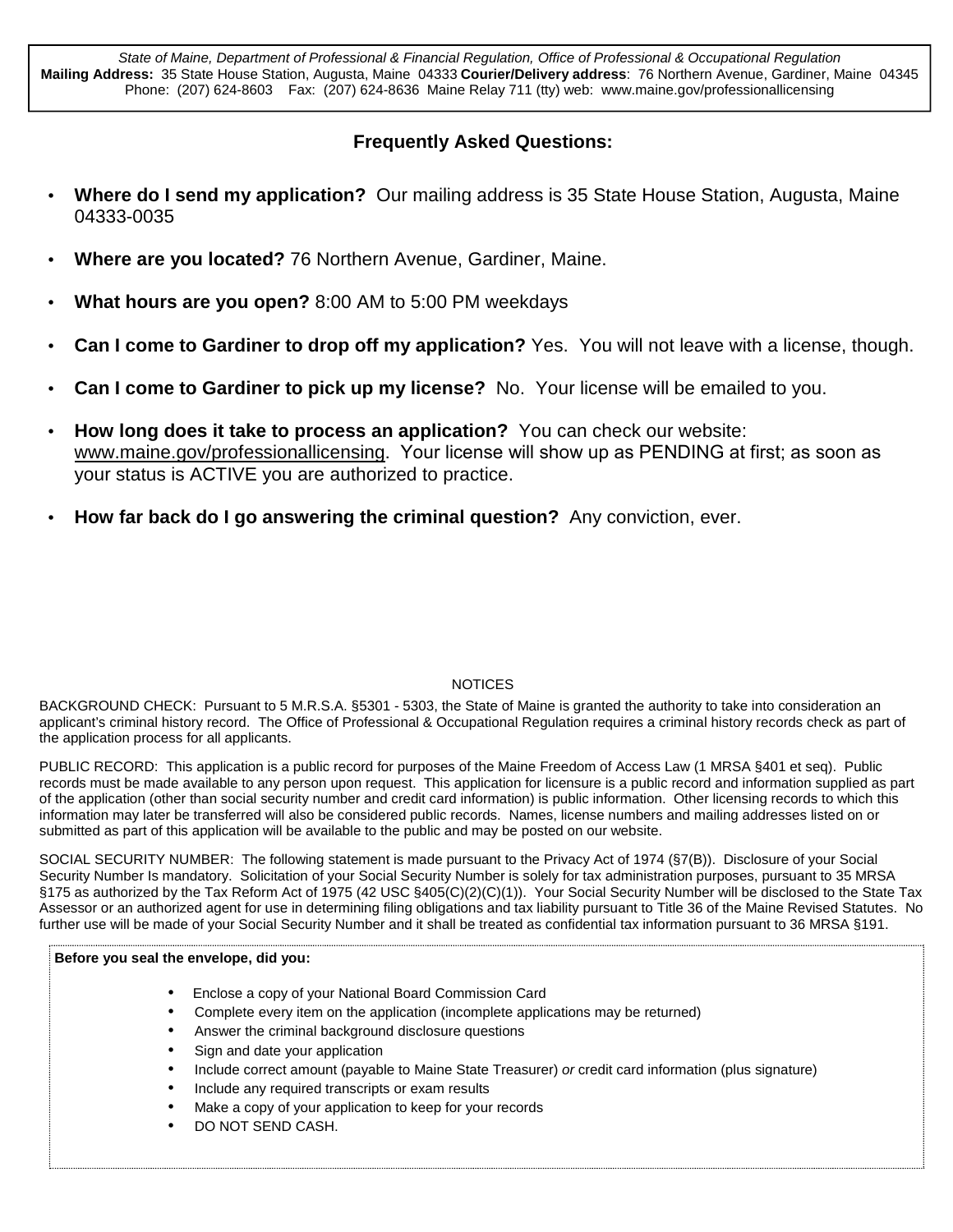*State of Maine, Department of Professional & Financial Regulation, Office of Professional & Occupational Regulation*
**Mailing Address:** 35 State House Station, Augusta, Maine 04333 **Courier/Delivery address**: 76 Northern Avenue, Gardiner, Maine 04345
Phone: (207) 624-8603 Fax: (207) 624-8636 Maine Relay 711 (tty) web: www.maine.gov/professionallicensing

## Frequently Asked Questions:

- **Where do I send my application?** Our mailing address is 35 State House Station, Augusta, Maine 04333-0035
- **Where are you located?** 76 Northern Avenue, Gardiner, Maine.
- **What hours are you open?** 8:00 AM to 5:00 PM weekdays
- **Can I come to Gardiner to drop off my application?** Yes. You will not leave with a license, though.
- **Can I come to Gardiner to pick up my license?** No. Your license will be emailed to you.
- **How long does it take to process an application?** You can check our website: www.maine.gov/professionallicensing. Your license will show up as PENDING at first; as soon as your status is ACTIVE you are authorized to practice.
- **How far back do I go answering the criminal question?** Any conviction, ever.

NOTICES

BACKGROUND CHECK: Pursuant to 5 M.R.S.A. §5301 - 5303, the State of Maine is granted the authority to take into consideration an applicant's criminal history record. The Office of Professional & Occupational Regulation requires a criminal history records check as part of the application process for all applicants.

PUBLIC RECORD: This application is a public record for purposes of the Maine Freedom of Access Law (1 MRSA §401 et seq). Public records must be made available to any person upon request. This application for licensure is a public record and information supplied as part of the application (other than social security number and credit card information) is public information. Other licensing records to which this information may later be transferred will also be considered public records. Names, license numbers and mailing addresses listed on or submitted as part of this application will be available to the public and may be posted on our website.

SOCIAL SECURITY NUMBER: The following statement is made pursuant to the Privacy Act of 1974 (§7(B)). Disclosure of your Social Security Number Is mandatory. Solicitation of your Social Security Number is solely for tax administration purposes, pursuant to 35 MRSA §175 as authorized by the Tax Reform Act of 1975 (42 USC §405(C)(2)(C)(1)). Your Social Security Number will be disclosed to the State Tax Assessor or an authorized agent for use in determining filing obligations and tax liability pursuant to Title 36 of the Maine Revised Statutes. No further use will be made of your Social Security Number and it shall be treated as confidential tax information pursuant to 36 MRSA §191.

**Before you seal the envelope, did you:**

- Enclose a copy of your National Board Commission Card
- Complete every item on the application (incomplete applications may be returned)
- Answer the criminal background disclosure questions
- Sign and date your application
- Include correct amount (payable to Maine State Treasurer) *or* credit card information (plus signature)
- Include any required transcripts or exam results
- Make a copy of your application to keep for your records
- DO NOT SEND CASH.